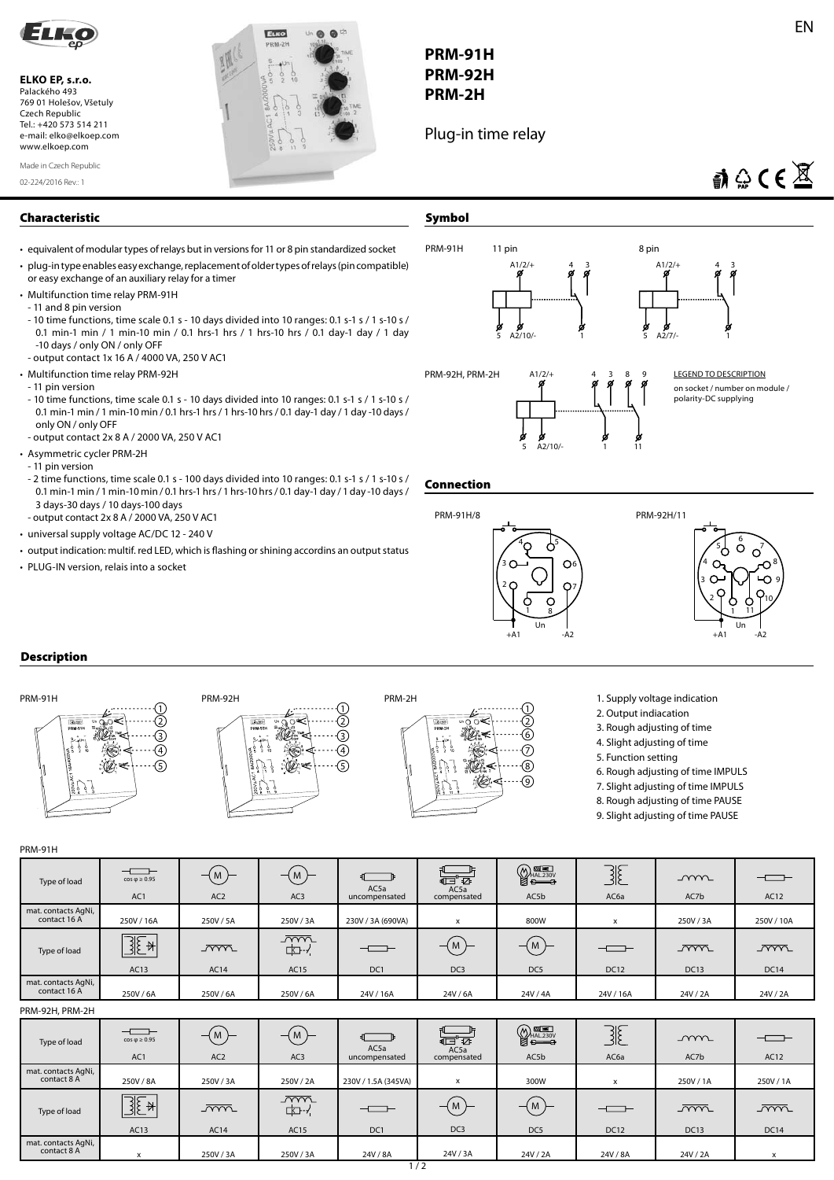EN

**ELKO EP, s.r.o.**
Palackého 493
769 01 Holešov, Všetuly
Czech Republic
Tel.: +420 573 514 211
e-mail: elko@elkoep.com
www.elkoep.com

Made in Czech Republic

02-224/2016 Rev.: 1

# PRM-91H
# PRM-92H
# PRM-2H

Plug-in time relay

## Characteristic

- equivalent of modular types of relays but in versions for 11 or 8 pin standardized socket
- plug-in type enables easy exchange, replacement of older types of relays (pin compatible) or easy exchange of an auxiliary relay for a timer
- Multifunction time relay PRM-91H
  - 11 and 8 pin version
  - 10 time functions, time scale 0.1 s - 10 days divided into 10 ranges: 0.1 s-1 s / 1 s-10 s / 0.1 min-1 min / 1 min-10 min / 0.1 hrs-1 hrs / 1 hrs-10 hrs / 0.1 day-1 day / 1 day -10 days / only ON / only OFF
  - output contact 1x 16 A / 4000 VA, 250 V AC1
- Multifunction time relay PRM-92H
  - 11 pin version
  - 10 time functions, time scale 0.1 s - 10 days divided into 10 ranges: 0.1 s-1 s / 1 s-10 s / 0.1 min-1 min / 1 min-10 min / 0.1 hrs-1 hrs / 1 hrs-10 hrs / 0.1 day-1 day / 1 day -10 days / only ON / only OFF
  - output contact 2x 8 A / 2000 VA, 250 V AC1
- Asymmetric cycler PRM-2H
  - 11 pin version
  - 2 time functions, time scale 0.1 s - 100 days divided into 10 ranges: 0.1 s-1 s / 1 s-10 s / 0.1 min-1 min / 1 min-10 min / 0.1 hrs-1 hrs / 1 hrs-10 hrs / 0.1 day-1 day / 1 day -10 days / 3 days-30 days / 10 days-100 days
  - output contact 2x 8 A / 2000 VA, 250 V AC1
- universal supply voltage AC/DC 12 - 240 V
- output indication: multif. red LED, which is flashing or shining accordins an output status
- PLUG-IN version, relais into a socket

## Symbol

PRM-91H 11 pin: A1/2/+, 4, 3, 5, A2/10/-, 1

8 pin: A1/2/+, 4, 3, 5, A2/7/-, 1

PRM-92H, PRM-2H: A1/2/+, 4, 3, 8, 9, 5, A2/10/-, 1, 11

LEGEND TO DESCRIPTION

on socket / number on module / polarity-DC supplying

## Connection

PRM-91H/8

PRM-92H/11

## Description

PRM-91H: 1, 2, 3, 4, 5

PRM-92H: 1, 2, 3, 4, 5

PRM-2H: 1, 2, 6, 7, 8, 9

1. Supply voltage indication
2. Output indiacation
3. Rough adjusting of time
4. Slight adjusting of time
5. Function setting
6. Rough adjusting of time IMPULS
7. Slight adjusting of time IMPULS
8. Rough adjusting of time PAUSE
9. Slight adjusting of time PAUSE

PRM-91H

| Type of load | AC1 (cos φ ≥ 0.95) | AC2 | AC3 | AC5a uncompensated | AC5a compensated | AC5b | AC6a | AC7b | AC12 |
|---|---|---|---|---|---|---|---|---|---|
| mat. contacts AgNi, contact 16 A | 250V / 16A | 250V / 5A | 250V / 3A | 230V / 3A (690VA) | x | 800W | x | 250V / 3A | 250V / 10A |

| Type of load | AC13 | AC14 | AC15 | DC1 | DC3 | DC5 | DC12 | DC13 | DC14 |
|---|---|---|---|---|---|---|---|---|---|
| mat. contacts AgNi, contact 16 A | 250V / 6A | 250V / 6A | 250V / 6A | 24V / 16A | 24V / 6A | 24V / 4A | 24V / 16A | 24V / 2A | 24V / 2A |

PRM-92H, PRM-2H

| Type of load | AC1 (cos φ ≥ 0.95) | AC2 | AC3 | AC5a uncompensated | AC5a compensated | AC5b | AC6a | AC7b | AC12 |
|---|---|---|---|---|---|---|---|---|---|
| mat. contacts AgNi, contact 8 A | 250V / 8A | 250V / 3A | 250V / 2A | 230V / 1.5A (345VA) | x | 300W | x | 250V / 1A | 250V / 1A |

| Type of load | AC13 | AC14 | AC15 | DC1 | DC3 | DC5 | DC12 | DC13 | DC14 |
|---|---|---|---|---|---|---|---|---|---|
| mat. contacts AgNi, contact 8 A | x | 250V / 3A | 250V / 3A | 24V / 8A | 24V / 3A | 24V / 2A | 24V / 8A | 24V / 2A | x |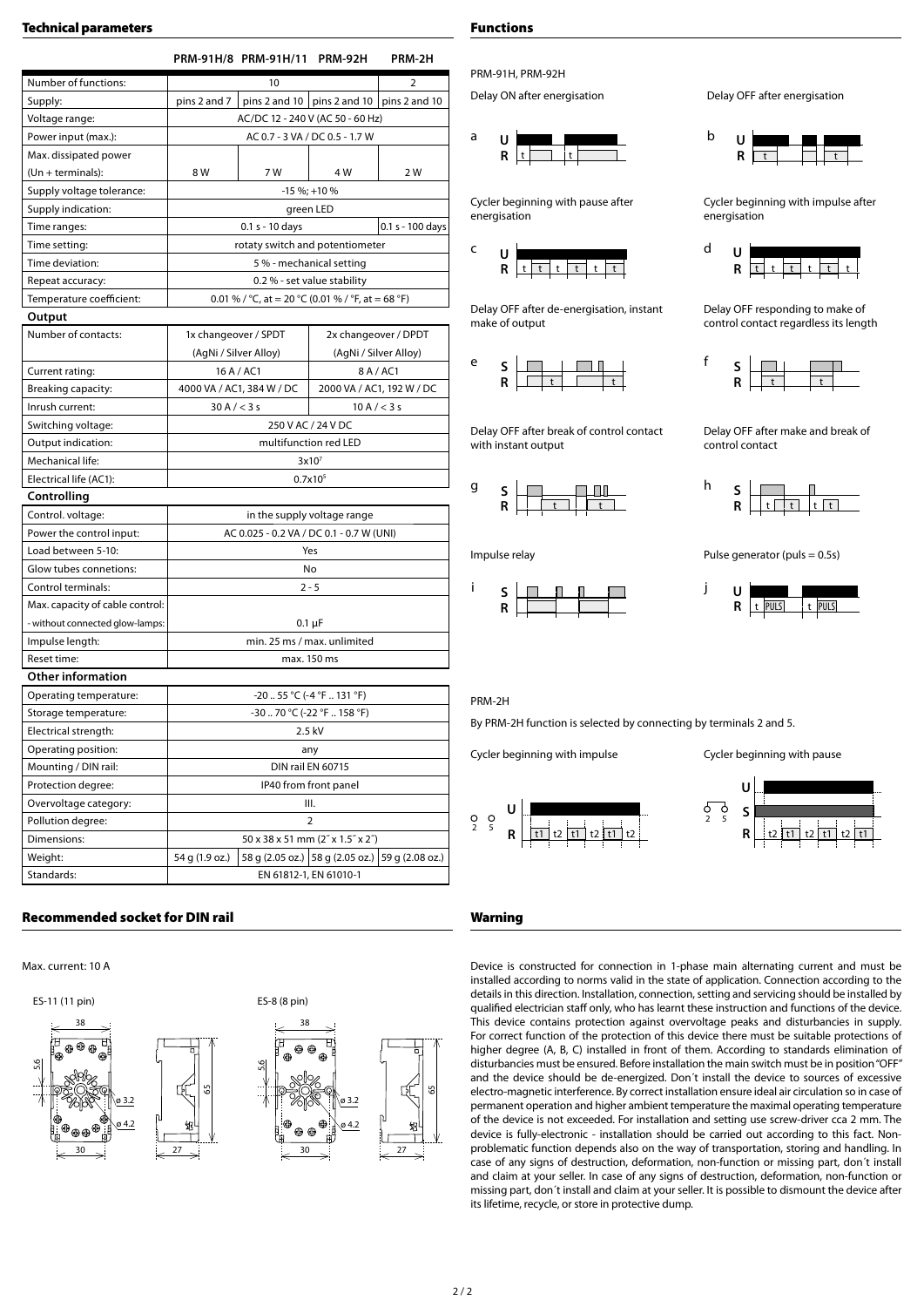## Technical parameters

| | PRM-91H/8 | PRM-91H/11 | PRM-92H | PRM-2H |
|---|---|---|---|---|
| Number of functions: | 10 | | | 2 |
| Supply: | pins 2 and 7 | pins 2 and 10 | pins 2 and 10 | pins 2 and 10 |
| Voltage range: | AC/DC 12 - 240 V (AC 50 - 60 Hz) | | | |
| Power input (max.): | AC 0.7 - 3 VA / DC 0.5 - 1.7 W | | | |
| Max. dissipated power (Un + terminals): | 8 W | 7 W | 4 W | 2 W |
| Supply voltage tolerance: | -15 %; +10 % | | | |
| Supply indication: | green LED | | | |
| Time ranges: | 0.1 s - 10 days | | | 0.1 s - 100 days |
| Time setting: | rotaty switch and potentiometer | | | |
| Time deviation: | 5 % - mechanical setting | | | |
| Repeat accuracy: | 0.2 % - set value stability | | | |
| Temperature coefficient: | 0.01 % / °C, at = 20 °C (0.01 % / °F, at = 68 °F) | | | |
| **Output** | | | | |
| Number of contacts: | 1x changeover / SPDT (AgNi / Silver Alloy) | | 2x changeover / DPDT (AgNi / Silver Alloy) | |
| Current rating: | 16 A / AC1 | | 8 A / AC1 | |
| Breaking capacity: | 4000 VA / AC1, 384 W / DC | | 2000 VA / AC1, 192 W / DC | |
| Inrush current: | 30 A / < 3 s | | 10 A / < 3 s | |
| Switching voltage: | 250 V AC / 24 V DC | | | |
| Output indication: | multifunction red LED | | | |
| Mechanical life: | $3x10^7$ | | | |
| Electrical life (AC1): | $0.7x10^5$ | | | |
| **Controlling** | | | | |
| Control. voltage: | in the supply voltage range | | | |
| Power the control input: | AC 0.025 - 0.2 VA / DC 0.1 - 0.7 W (UNI) | | | |
| Load between 5-10: | Yes | | | |
| Glow tubes connetions: | No | | | |
| Control terminals: | 2 - 5 | | | |
| Max. capacity of cable control: - without connected glow-lamps: | 0.1 μF | | | |
| Impulse length: | min. 25 ms / max. unlimited | | | |
| Reset time: | max. 150 ms | | | |
| **Other information** | | | | |
| Operating temperature: | -20 .. 55 °C (-4 °F .. 131 °F) | | | |
| Storage temperature: | -30 .. 70 °C (-22 °F .. 158 °F) | | | |
| Electrical strength: | 2.5 kV | | | |
| Operating position: | any | | | |
| Mounting / DIN rail: | DIN rail EN 60715 | | | |
| Protection degree: | IP40 from front panel | | | |
| Overvoltage category: | III. | | | |
| Pollution degree: | 2 | | | |
| Dimensions: | 50 x 38 x 51 mm (2˝ x 1.5˝ x 2˝) | | | |
| Weight: | 54 g (1.9 oz.) | 58 g (2.05 oz.) | 58 g (2.05 oz.) | 59 g (2.08 oz.) |
| Standards: | EN 61812-1, EN 61010-1 | | | |

## Functions

PRM-91H, PRM-92H

a — Delay ON after energisation

b — Delay OFF after energisation

c — Cycler beginning with pause after energisation

d — Cycler beginning with impulse after energisation

e — Delay OFF after de-energisation, instant make of output

f — Delay OFF responding to make of control contact regardless its length

g — Delay OFF after break of control contact with instant output

h — Delay OFF after make and break of control contact

i — Impulse relay

j — Pulse generator (puls = 0.5s)

PRM-2H

By PRM-2H function is selected by connecting by terminals 2 and 5.

Cycler beginning with impulse

Cycler beginning with pause

## Recommended socket for DIN rail

Max. current: 10 A

ES-11 (11 pin)

38
5.6
ø 3.2
ø 4.2
30
27
65

ES-8 (8 pin)

38
5.6
ø 3.2
ø 4.2
30
27
65

## Warning

Device is constructed for connection in 1-phase main alternating current and must be installed according to norms valid in the state of application. Connection according to the details in this direction. Installation, connection, setting and servicing should be installed by qualified electrician staff only, who has learnt these instruction and functions of the device. This device contains protection against overvoltage peaks and disturbancies in supply. For correct function of the protection of this device there must be suitable protections of higher degree (A, B, C) installed in front of them. According to standards elimination of disturbancies must be ensured. Before installation the main switch must be in position "OFF" and the device should be de-energized. Don´t install the device to sources of excessive electro-magnetic interference. By correct installation ensure ideal air circulation so in case of permanent operation and higher ambient temperature the maximal operating temperature of the device is not exceeded. For installation and setting use screw-driver cca 2 mm. The device is fully-electronic - installation should be carried out according to this fact. Non-problematic function depends also on the way of transportation, storing and handling. In case of any signs of destruction, deformation, non-function or missing part, don´t install and claim at your seller. In case of any signs of destruction, deformation, non-function or missing part, don´t install and claim at your seller. It is possible to dismount the device after its lifetime, recycle, or store in protective dump.